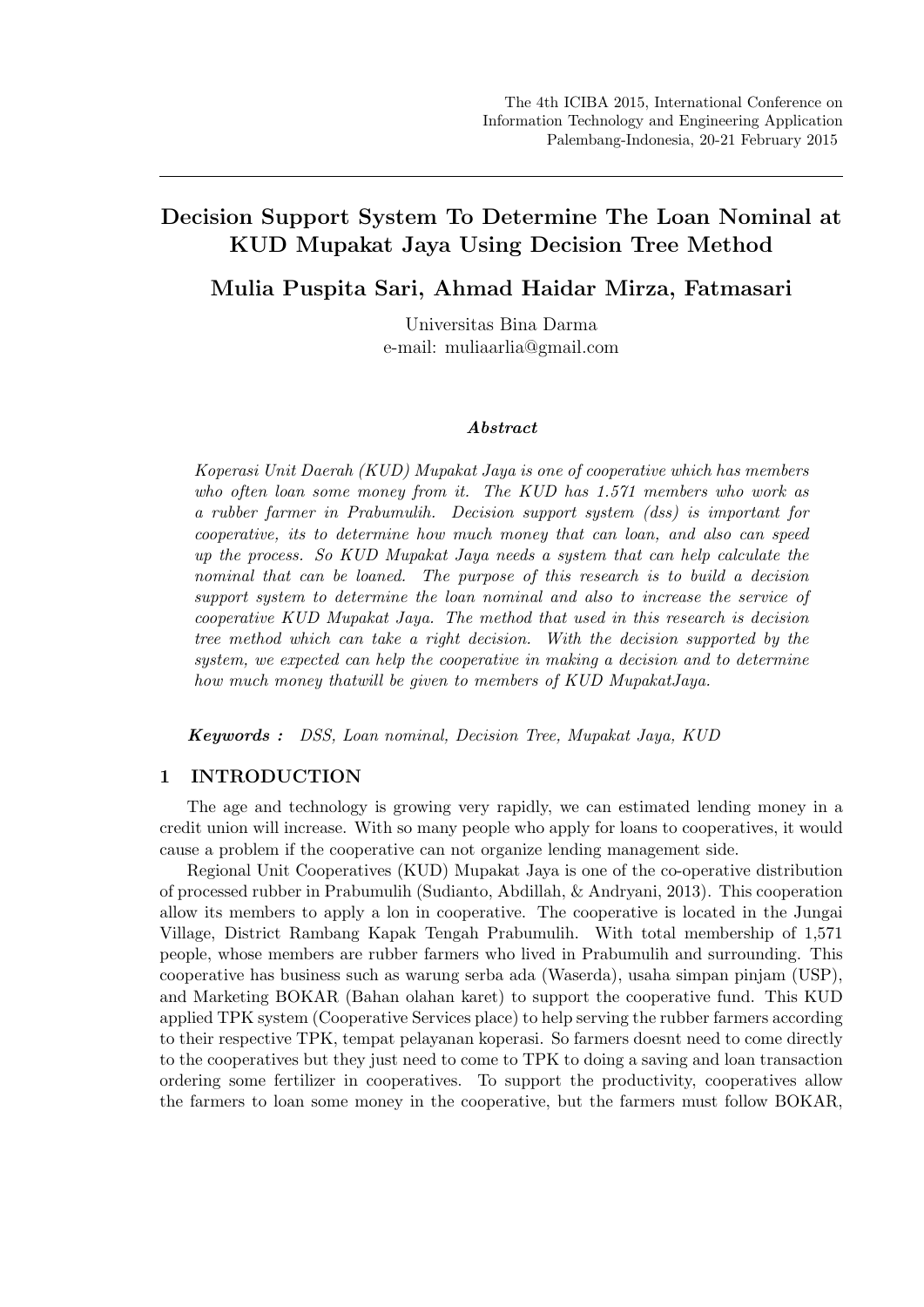# Decision Support System To Determine The Loan Nominal at KUD Mupakat Jaya Using Decision Tree Method

**Mulia Puspita Sari, Ahmad Haidar Mirza, Fatmasari**

Universitas Bina Darma
e-mail: muliaarlia@gmail.com

***Abstract***

*Koperasi Unit Daerah (KUD) Mupakat Jaya is one of cooperative which has members who often loan some money from it. The KUD has 1.571 members who work as a rubber farmer in Prabumulih. Decision support system (dss) is important for cooperative, its to determine how much money that can loan, and also can speed up the process. So KUD Mupakat Jaya needs a system that can help calculate the nominal that can be loaned. The purpose of this research is to build a decision support system to determine the loan nominal and also to increase the service of cooperative KUD Mupakat Jaya. The method that used in this research is decision tree method which can take a right decision. With the decision supported by the system, we expected can help the cooperative in making a decision and to determine how much money thatwill be given to members of KUD MupakatJaya.*

***Keywords :*** *DSS, Loan nominal, Decision Tree, Mupakat Jaya, KUD*

## 1 INTRODUCTION

The age and technology is growing very rapidly, we can estimated lending money in a credit union will increase. With so many people who apply for loans to cooperatives, it would cause a problem if the cooperative can not organize lending management side.

Regional Unit Cooperatives (KUD) Mupakat Jaya is one of the co-operative distribution of processed rubber in Prabumulih (Sudianto, Abdillah, & Andryani, 2013). This cooperation allow its members to apply a lon in cooperative. The cooperative is located in the Jungai Village, District Rambang Kapak Tengah Prabumulih. With total membership of 1,571 people, whose members are rubber farmers who lived in Prabumulih and surrounding. This cooperative has business such as warung serba ada (Waserda), usaha simpan pinjam (USP), and Marketing BOKAR (Bahan olahan karet) to support the cooperative fund. This KUD applied TPK system (Cooperative Services place) to help serving the rubber farmers according to their respective TPK, tempat pelayanan koperasi. So farmers doesnt need to come directly to the cooperatives but they just need to come to TPK to doing a saving and loan transaction ordering some fertilizer in cooperatives. To support the productivity, cooperatives allow the farmers to loan some money in the cooperative, but the farmers must follow BOKAR,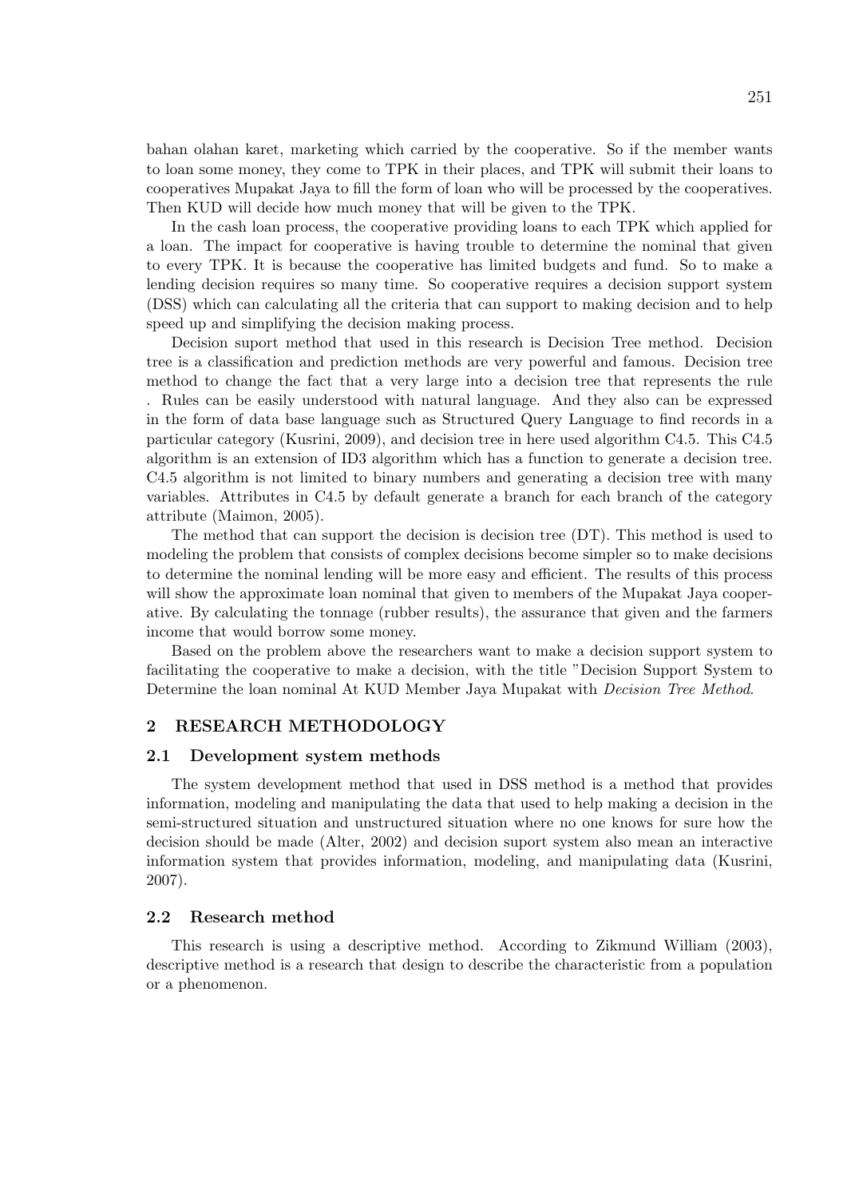bahan olahan karet, marketing which carried by the cooperative. So if the member wants to loan some money, they come to TPK in their places, and TPK will submit their loans to cooperatives Mupakat Jaya to fill the form of loan who will be processed by the cooperatives. Then KUD will decide how much money that will be given to the TPK.

In the cash loan process, the cooperative providing loans to each TPK which applied for a loan. The impact for cooperative is having trouble to determine the nominal that given to every TPK. It is because the cooperative has limited budgets and fund. So to make a lending decision requires so many time. So cooperative requires a decision support system (DSS) which can calculating all the criteria that can support to making decision and to help speed up and simplifying the decision making process.

Decision suport method that used in this research is Decision Tree method. Decision tree is a classification and prediction methods are very powerful and famous. Decision tree method to change the fact that a very large into a decision tree that represents the rule . Rules can be easily understood with natural language. And they also can be expressed in the form of data base language such as Structured Query Language to find records in a particular category (Kusrini, 2009), and decision tree in here used algorithm C4.5. This C4.5 algorithm is an extension of ID3 algorithm which has a function to generate a decision tree. C4.5 algorithm is not limited to binary numbers and generating a decision tree with many variables. Attributes in C4.5 by default generate a branch for each branch of the category attribute (Maimon, 2005).

The method that can support the decision is decision tree (DT). This method is used to modeling the problem that consists of complex decisions become simpler so to make decisions to determine the nominal lending will be more easy and efficient. The results of this process will show the approximate loan nominal that given to members of the Mupakat Jaya cooperative. By calculating the tonnage (rubber results), the assurance that given and the farmers income that would borrow some money.

Based on the problem above the researchers want to make a decision support system to facilitating the cooperative to make a decision, with the title "Decision Support System to Determine the loan nominal At KUD Member Jaya Mupakat with *Decision Tree Method*.

## 2 RESEARCH METHODOLOGY

### 2.1 Development system methods

The system development method that used in DSS method is a method that provides information, modeling and manipulating the data that used to help making a decision in the semi-structured situation and unstructured situation where no one knows for sure how the decision should be made (Alter, 2002) and decision suport system also mean an interactive information system that provides information, modeling, and manipulating data (Kusrini, 2007).

### 2.2 Research method

This research is using a descriptive method. According to Zikmund William (2003), descriptive method is a research that design to describe the characteristic from a population or a phenomenon.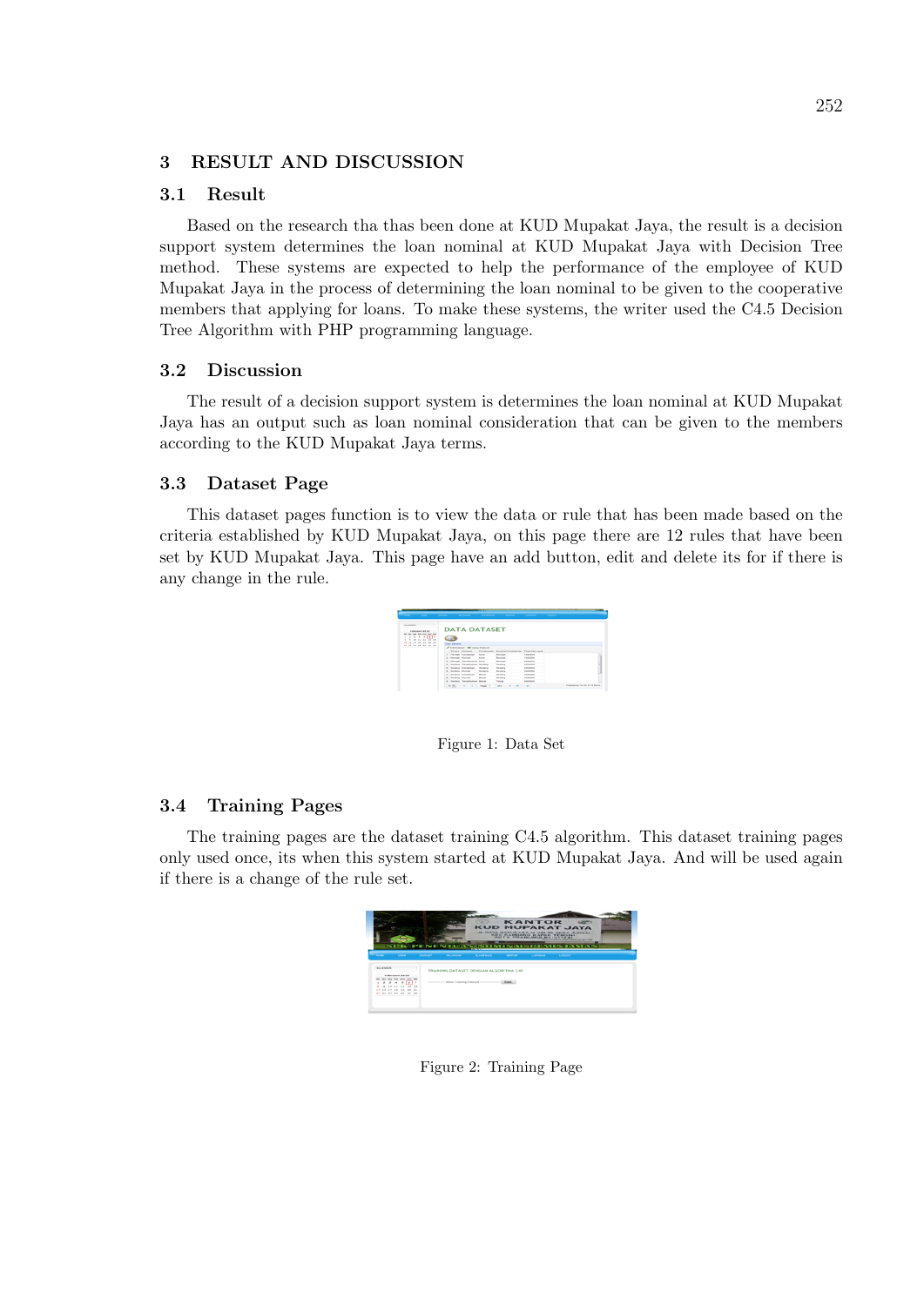## 3 RESULT AND DISCUSSION

### 3.1 Result

Based on the research tha thas been done at KUD Mupakat Jaya, the result is a decision support system determines the loan nominal at KUD Mupakat Jaya with Decision Tree method. These systems are expected to help the performance of the employee of KUD Mupakat Jaya in the process of determining the loan nominal to be given to the cooperative members that applying for loans. To make these systems, the writer used the C4.5 Decision Tree Algorithm with PHP programming language.

### 3.2 Discussion

The result of a decision support system is determines the loan nominal at KUD Mupakat Jaya has an output such as loan nominal consideration that can be given to the members according to the KUD Mupakat Jaya terms.

### 3.3 Dataset Page

This dataset pages function is to view the data or rule that has been made based on the criteria established by KUD Mupakat Jaya, on this page there are 12 rules that have been set by KUD Mupakat Jaya. This page have an add button, edit and delete its for if there is any change in the rule.

Figure 1: Data Set

### 3.4 Training Pages

The training pages are the dataset training C4.5 algorithm. This dataset training pages only used once, its when this system started at KUD Mupakat Jaya. And will be used again if there is a change of the rule set.

Figure 2: Training Page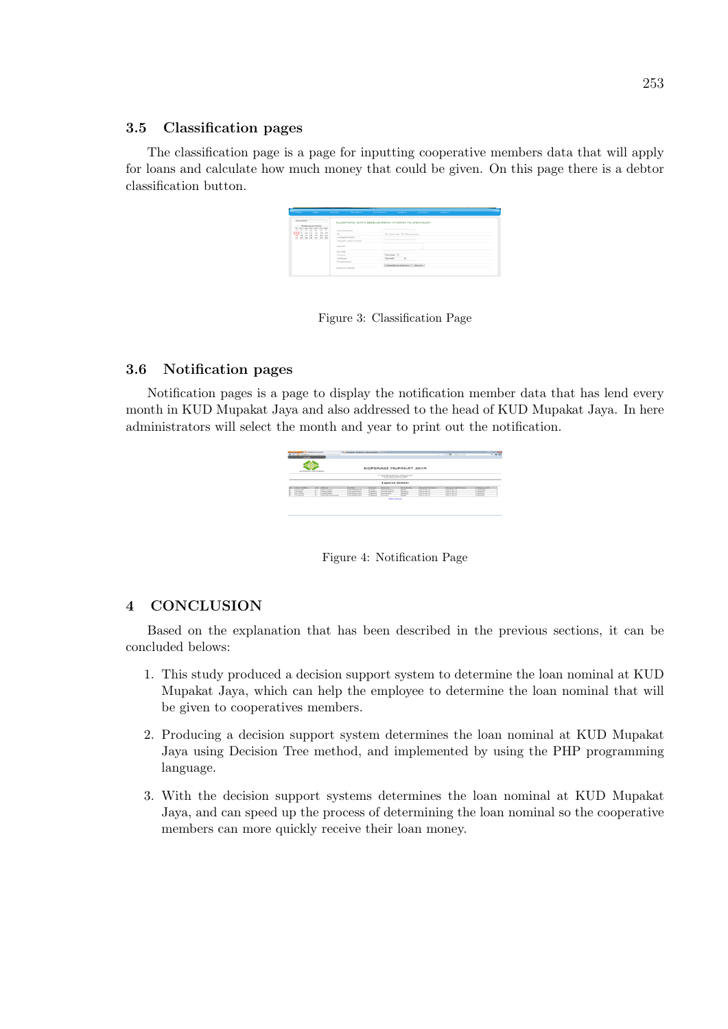### 3.5 Classification pages

The classification page is a page for inputting cooperative members data that will apply for loans and calculate how much money that could be given. On this page there is a debtor classification button.

Figure 3: Classification Page

### 3.6 Notification pages

Notification pages is a page to display the notification member data that has lend every month in KUD Mupakat Jaya and also addressed to the head of KUD Mupakat Jaya. In here administrators will select the month and year to print out the notification.

Figure 4: Notification Page

## 4 CONCLUSION

Based on the explanation that has been described in the previous sections, it can be concluded belows:

1. This study produced a decision support system to determine the loan nominal at KUD Mupakat Jaya, which can help the employee to determine the loan nominal that will be given to cooperatives members.
2. Producing a decision support system determines the loan nominal at KUD Mupakat Jaya using Decision Tree method, and implemented by using the PHP programming language.
3. With the decision support systems determines the loan nominal at KUD Mupakat Jaya, and can speed up the process of determining the loan nominal so the cooperative members can more quickly receive their loan money.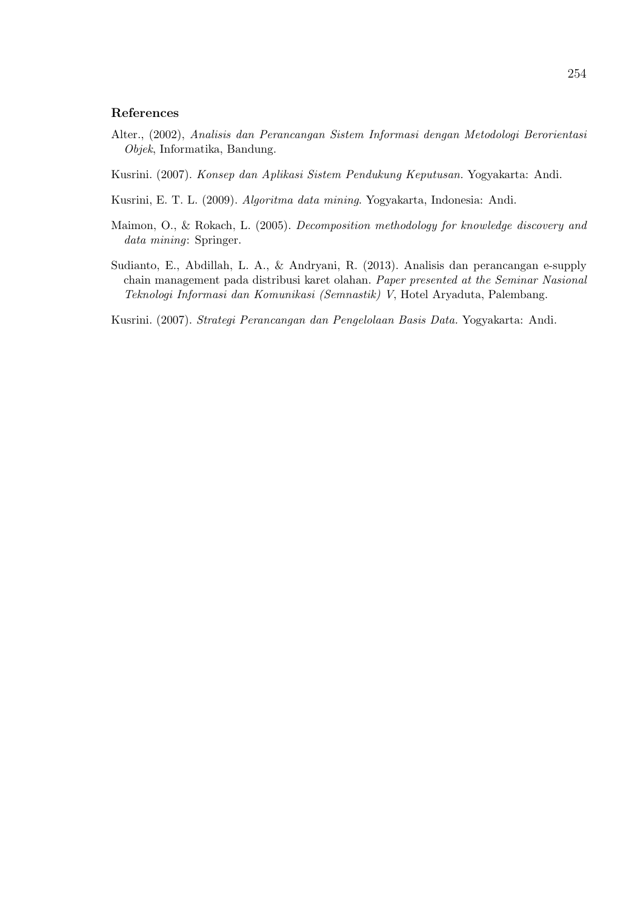## References

Alter., (2002), *Analisis dan Perancangan Sistem Informasi dengan Metodologi Berorientasi Objek*, Informatika, Bandung.

Kusrini. (2007). *Konsep dan Aplikasi Sistem Pendukung Keputusan*. Yogyakarta: Andi.

Kusrini, E. T. L. (2009). *Algoritma data mining*. Yogyakarta, Indonesia: Andi.

Maimon, O., & Rokach, L. (2005). *Decomposition methodology for knowledge discovery and data mining*: Springer.

Sudianto, E., Abdillah, L. A., & Andryani, R. (2013). Analisis dan perancangan e-supply chain management pada distribusi karet olahan. *Paper presented at the Seminar Nasional Teknologi Informasi dan Komunikasi (Semnastik) V*, Hotel Aryaduta, Palembang.

Kusrini. (2007). *Strategi Perancangan dan Pengelolaan Basis Data*. Yogyakarta: Andi.